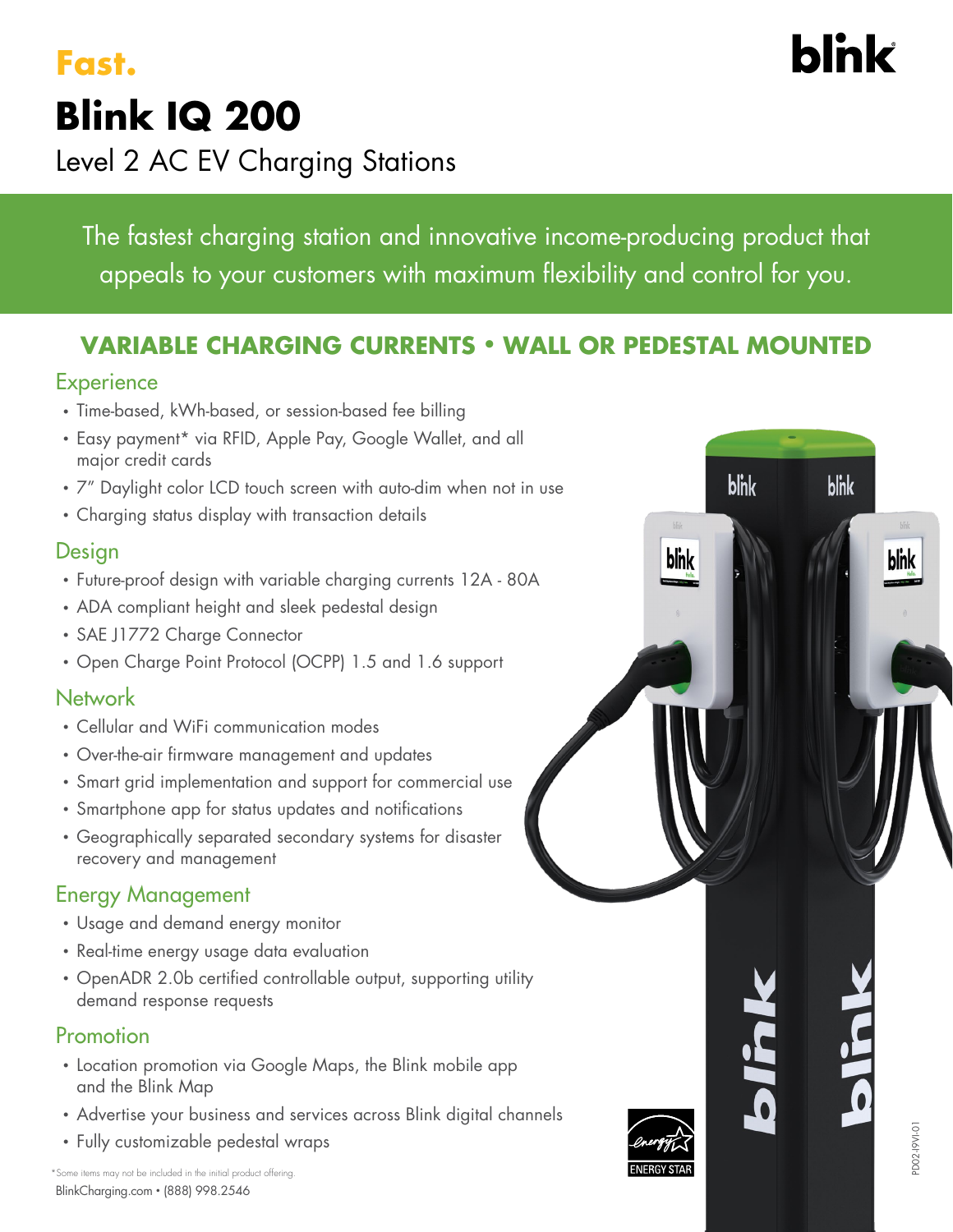**Fast.**

blink

# Blink IQ 200

Level 2 AC EV Charging Stations

The fastest charging station and innovative income-producing product that appeals to your customers with maximum flexibility and control for you.

## VARIABLE CHARGING CURRENTS • WALL OR PEDESTAL MOUNTED

### Experience

- Time-based, kWh-based, or session-based fee billing
- Easy payment* via RFID, Apple Pay, Google Wallet, and all major credit cards
- 7" Daylight color LCD touch screen with auto-dim when not in use
- Charging status display with transaction details

### Design

- Future-proof design with variable charging currents 12A - 80A
- ADA compliant height and sleek pedestal design
- SAE J1772 Charge Connector
- Open Charge Point Protocol (OCPP) 1.5 and 1.6 support

### Network

- Cellular and WiFi communication modes
- Over-the-air firmware management and updates
- Smart grid implementation and support for commercial use
- Smartphone app for status updates and notifications
- Geographically separated secondary systems for disaster recovery and management

### Energy Management

- Usage and demand energy monitor
- Real-time energy usage data evaluation
- OpenADR 2.0b certified controllable output, supporting utility demand response requests

### Promotion

- Location promotion via Google Maps, the Blink mobile app and the Blink Map
- Advertise your business and services across Blink digital channels
- Fully customizable pedestal wraps

*Some items may not be included in the initial product offering.

BlinkCharging.com • (888) 998.2546

ENERGY STAR

PD02-I9V1-01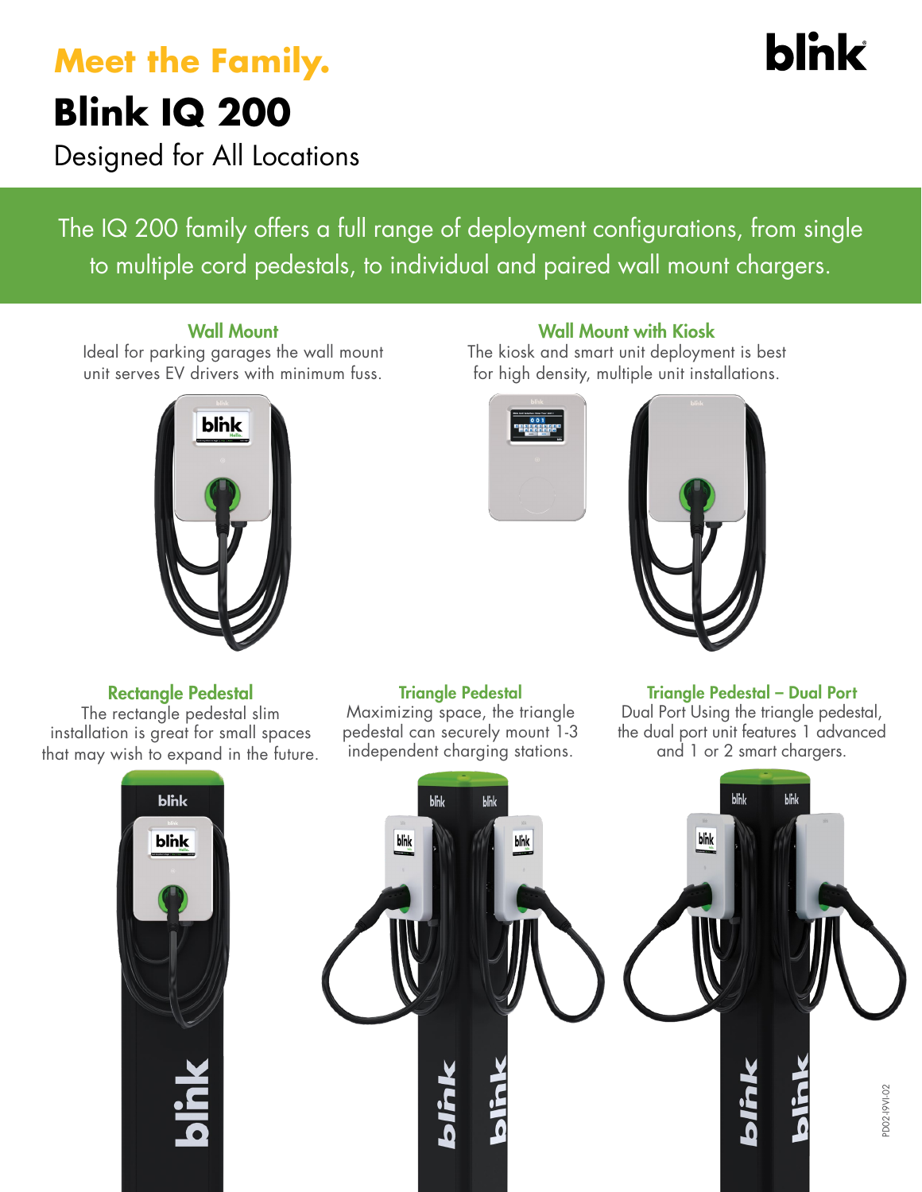# Meet the Family.

# Blink IQ 200

Designed for All Locations

The IQ 200 family offers a full range of deployment configurations, from single to multiple cord pedestals, to individual and paired wall mount chargers.

### Wall Mount

Ideal for parking garages the wall mount unit serves EV drivers with minimum fuss.

### Wall Mount with Kiosk

The kiosk and smart unit deployment is best for high density, multiple unit installations.

### Rectangle Pedestal

The rectangle pedestal slim installation is great for small spaces that may wish to expand in the future.

### Triangle Pedestal

Maximizing space, the triangle pedestal can securely mount 1-3 independent charging stations.

### Triangle Pedestal – Dual Port

Dual Port Using the triangle pedestal, the dual port unit features 1 advanced and 1 or 2 smart chargers.

PD02-I9VI-02